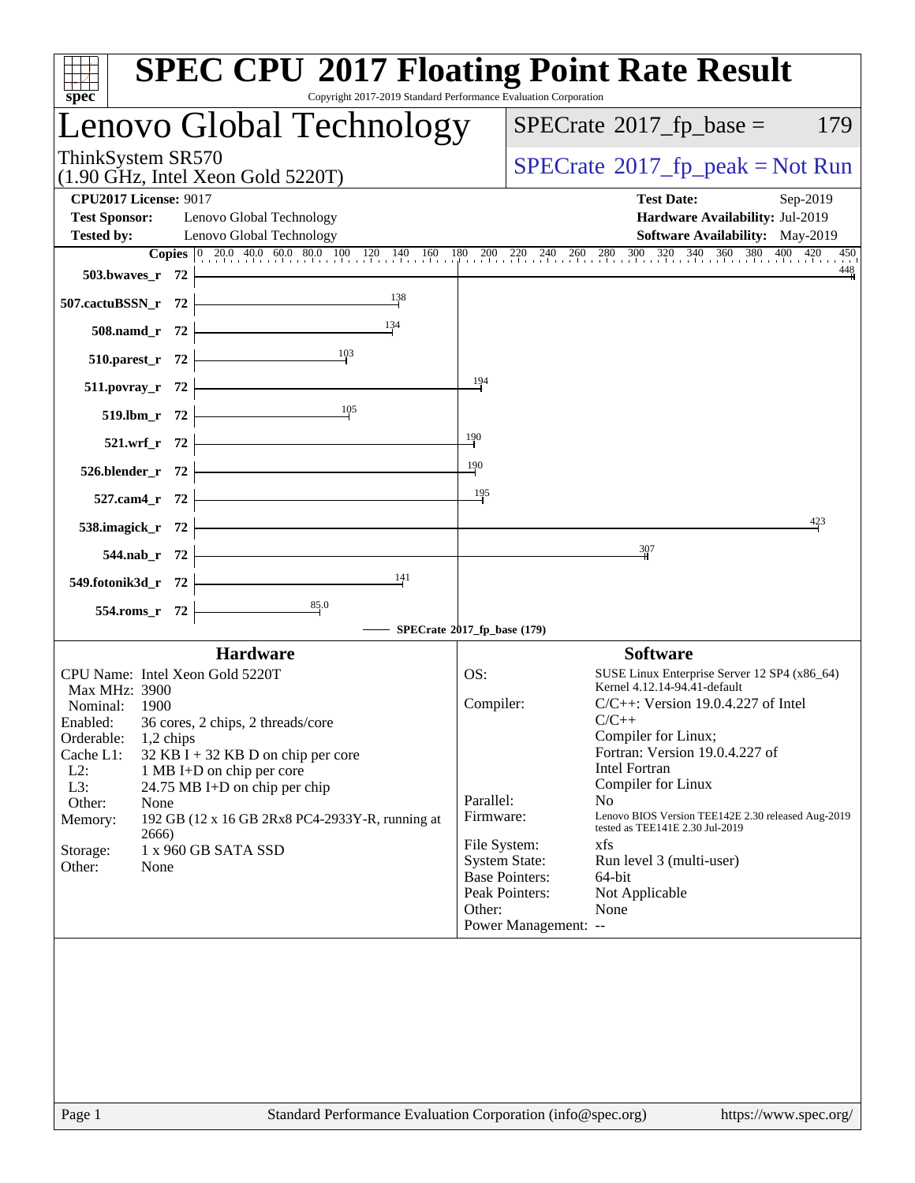# SPEC CPU 2017 Floating Point Rate Result

Copyright 2017-2019 Standard Performance Evaluation Corporation

## Lenovo Global Technology

ThinkSystem SR570
(1.90 GHz, Intel Xeon Gold 5220T)

SPECrate 2017_fp_base = 179

SPECrate 2017_fp_peak = Not Run

**CPU2017 License:** 9017
**Test Sponsor:** Lenovo Global Technology
**Tested by:** Lenovo Global Technology

**Test Date:** Sep-2019
**Hardware Availability:** Jul-2019
**Software Availability:** May-2019

| Benchmark | Copies | SPECrate 2017_fp_base |
|---|---|---|
| 503.bwaves_r | 72 | 448 |
| 507.cactuBSSN_r | 72 | 138 |
| 508.namd_r | 72 | 134 |
| 510.parest_r | 72 | 103 |
| 511.povray_r | 72 | 194 |
| 519.lbm_r | 72 | 105 |
| 521.wrf_r | 72 | 190 |
| 526.blender_r | 72 | 190 |
| 527.cam4_r | 72 | 195 |
| 538.imagick_r | 72 | 423 |
| 544.nab_r | 72 | 307 |
| 549.fotonik3d_r | 72 | 141 |
| 554.roms_r | 72 | 85.0 |

SPECrate 2017_fp_base (179)

### Hardware

| | |
|---|---|
| CPU Name: | Intel Xeon Gold 5220T |
| Max MHz: | 3900 |
| Nominal: | 1900 |
| Enabled: | 36 cores, 2 chips, 2 threads/core |
| Orderable: | 1,2 chips |
| Cache L1: | 32 KB I + 32 KB D on chip per core |
| L2: | 1 MB I+D on chip per core |
| L3: | 24.75 MB I+D on chip per chip |
| Other: | None |
| Memory: | 192 GB (12 x 16 GB 2Rx8 PC4-2933Y-R, running at 2666) |
| Storage: | 1 x 960 GB SATA SSD |
| Other: | None |

### Software

| | |
|---|---|
| OS: | SUSE Linux Enterprise Server 12 SP4 (x86_64) Kernel 4.12.14-94.41-default |
| Compiler: | C/C++: Version 19.0.4.227 of Intel C/C++ Compiler for Linux; Fortran: Version 19.0.4.227 of Intel Fortran Compiler for Linux |
| Parallel: | No |
| Firmware: | Lenovo BIOS Version TEE142E 2.30 released Aug-2019 tested as TEE141E 2.30 Jul-2019 |
| File System: | xfs |
| System State: | Run level 3 (multi-user) |
| Base Pointers: | 64-bit |
| Peak Pointers: | Not Applicable |
| Other: | None |
| Power Management: | -- |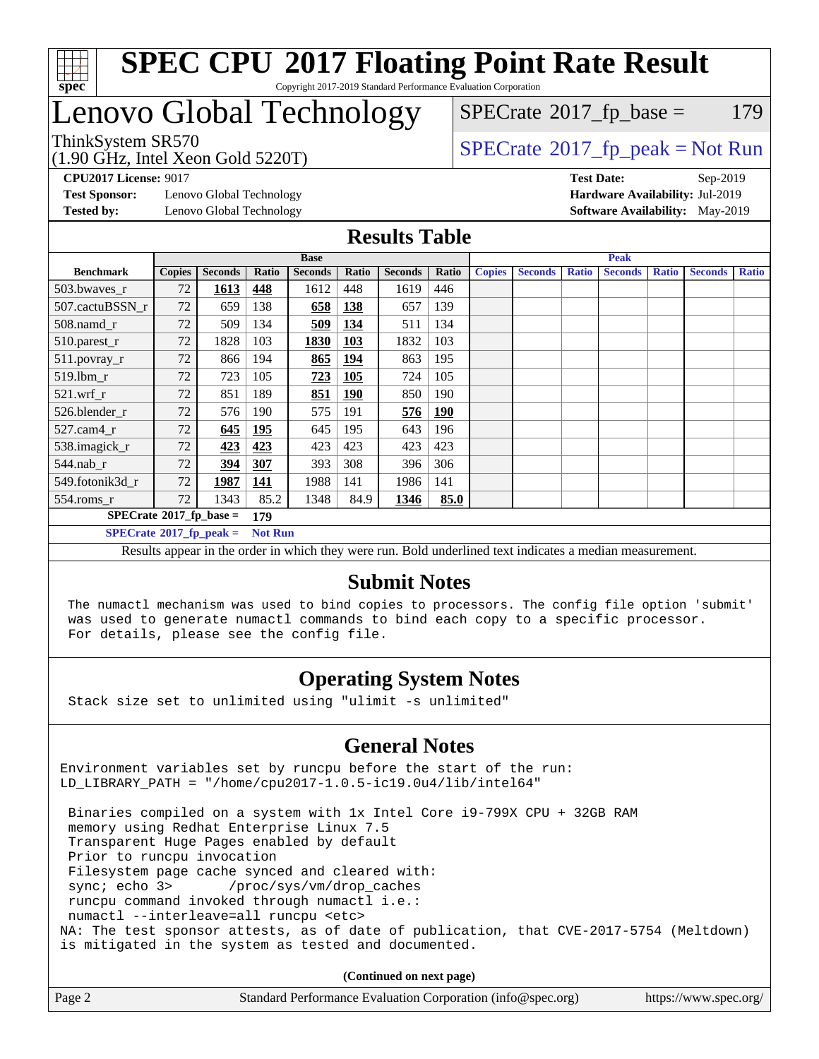# SPEC CPU 2017 Floating Point Rate Result

Copyright 2017-2019 Standard Performance Evaluation Corporation

## Lenovo Global Technology

ThinkSystem SR570
(1.90 GHz, Intel Xeon Gold 5220T)

SPECrate 2017_fp_base = 179

SPECrate 2017_fp_peak = Not Run

**CPU2017 License:** 9017
**Test Sponsor:** Lenovo Global Technology
**Tested by:** Lenovo Global Technology

**Test Date:** Sep-2019
**Hardware Availability:** Jul-2019
**Software Availability:** May-2019

## Results Table

| Benchmark | Base | | | | | | | Peak | | | | | | |
|---|---|---|---|---|---|---|---|---|---|---|---|---|---|---|
| | Copies | Seconds | Ratio | Seconds | Ratio | Seconds | Ratio | Copies | Seconds | Ratio | Seconds | Ratio | Seconds | Ratio |
| 503.bwaves_r | 72 | **1613** | **448** | 1612 | 448 | 1619 | 446 | | | | | | | |
| 507.cactuBSSN_r | 72 | 659 | 138 | **658** | **138** | 657 | 139 | | | | | | | |
| 508.namd_r | 72 | 509 | 134 | **509** | **134** | 511 | 134 | | | | | | | |
| 510.parest_r | 72 | 1828 | 103 | **1830** | **103** | 1832 | 103 | | | | | | | |
| 511.povray_r | 72 | 866 | 194 | **865** | **194** | 863 | 195 | | | | | | | |
| 519.lbm_r | 72 | 723 | 105 | **723** | **105** | 724 | 105 | | | | | | | |
| 521.wrf_r | 72 | 851 | 189 | **851** | **190** | 850 | 190 | | | | | | | |
| 526.blender_r | 72 | 576 | 190 | 575 | 191 | **576** | **190** | | | | | | | |
| 527.cam4_r | 72 | **645** | **195** | 645 | 195 | 643 | 196 | | | | | | | |
| 538.imagick_r | 72 | **423** | **423** | 423 | 423 | 423 | 423 | | | | | | | |
| 544.nab_r | 72 | **394** | **307** | 393 | 308 | 396 | 306 | | | | | | | |
| 549.fotonik3d_r | 72 | **1987** | **141** | 1988 | 141 | 1986 | 141 | | | | | | | |
| 554.roms_r | 72 | 1343 | 85.2 | 1348 | 84.9 | **1346** | **85.0** | | | | | | | |

**SPECrate 2017_fp_base = 179**

**SPECrate 2017_fp_peak = Not Run**

Results appear in the order in which they were run. Bold underlined text indicates a median measurement.

## Submit Notes

The numactl mechanism was used to bind copies to processors. The config file option 'submit' was used to generate numactl commands to bind each copy to a specific processor. For details, please see the config file.

## Operating System Notes

Stack size set to unlimited using "ulimit -s unlimited"

## General Notes

```
Environment variables set by runcpu before the start of the run:
LD_LIBRARY_PATH = "/home/cpu2017-1.0.5-ic19.0u4/lib/intel64"

 Binaries compiled on a system with 1x Intel Core i9-799X CPU + 32GB RAM
 memory using Redhat Enterprise Linux 7.5
 Transparent Huge Pages enabled by default
 Prior to runcpu invocation
 Filesystem page cache synced and cleared with:
 sync; echo 3>       /proc/sys/vm/drop_caches
 runcpu command invoked through numactl i.e.:
 numactl --interleave=all runcpu <etc>
NA: The test sponsor attests, as of date of publication, that CVE-2017-5754 (Meltdown)
is mitigated in the system as tested and documented.
```

**(Continued on next page)**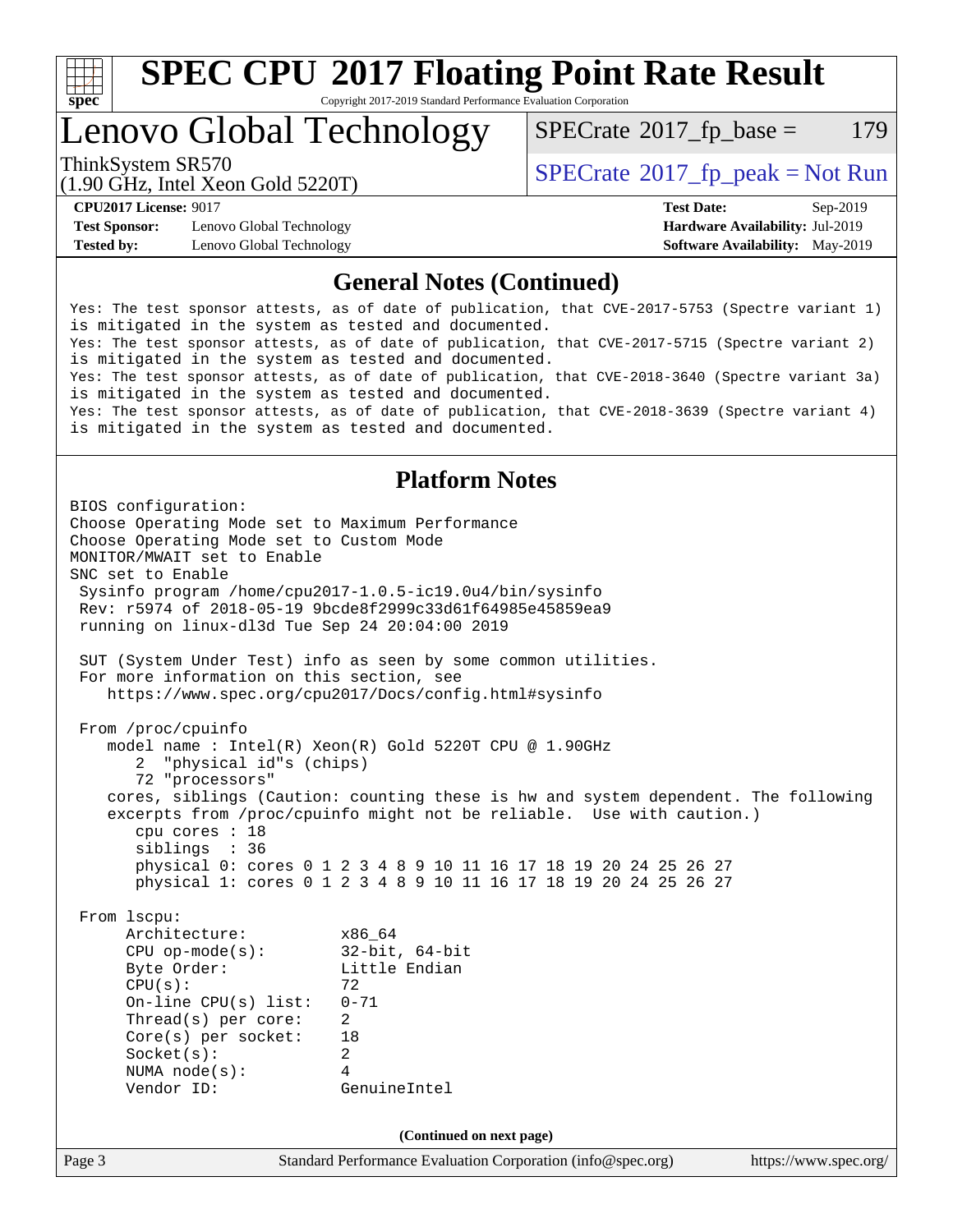## General Notes (Continued)

```
Yes: The test sponsor attests, as of date of publication, that CVE-2017-5753 (Spectre variant 1)
is mitigated in the system as tested and documented.
Yes: The test sponsor attests, as of date of publication, that CVE-2017-5715 (Spectre variant 2)
is mitigated in the system as tested and documented.
Yes: The test sponsor attests, as of date of publication, that CVE-2018-3640 (Spectre variant 3a)
is mitigated in the system as tested and documented.
Yes: The test sponsor attests, as of date of publication, that CVE-2018-3639 (Spectre variant 4)
is mitigated in the system as tested and documented.
```

## Platform Notes

```
BIOS configuration:
Choose Operating Mode set to Maximum Performance
Choose Operating Mode set to Custom Mode
MONITOR/MWAIT set to Enable
SNC set to Enable
 Sysinfo program /home/cpu2017-1.0.5-ic19.0u4/bin/sysinfo
 Rev: r5974 of 2018-05-19 9bcde8f2999c33d61f64985e45859ea9
 running on linux-dl3d Tue Sep 24 20:04:00 2019

 SUT (System Under Test) info as seen by some common utilities.
 For more information on this section, see
    https://www.spec.org/cpu2017/Docs/config.html#sysinfo

 From /proc/cpuinfo
    model name : Intel(R) Xeon(R) Gold 5220T CPU @ 1.90GHz
       2  "physical id"s (chips)
       72 "processors"
    cores, siblings (Caution: counting these is hw and system dependent. The following
    excerpts from /proc/cpuinfo might not be reliable.  Use with caution.)
       cpu cores : 18
       siblings  : 36
       physical 0: cores 0 1 2 3 4 8 9 10 11 16 17 18 19 20 24 25 26 27
       physical 1: cores 0 1 2 3 4 8 9 10 11 16 17 18 19 20 24 25 26 27

 From lscpu:
      Architecture:          x86_64
      CPU op-mode(s):        32-bit, 64-bit
      Byte Order:            Little Endian
      CPU(s):                72
      On-line CPU(s) list:   0-71
      Thread(s) per core:    2
      Core(s) per socket:    18
      Socket(s):             2
      NUMA node(s):          4
      Vendor ID:             GenuineIntel
```

**(Continued on next page)**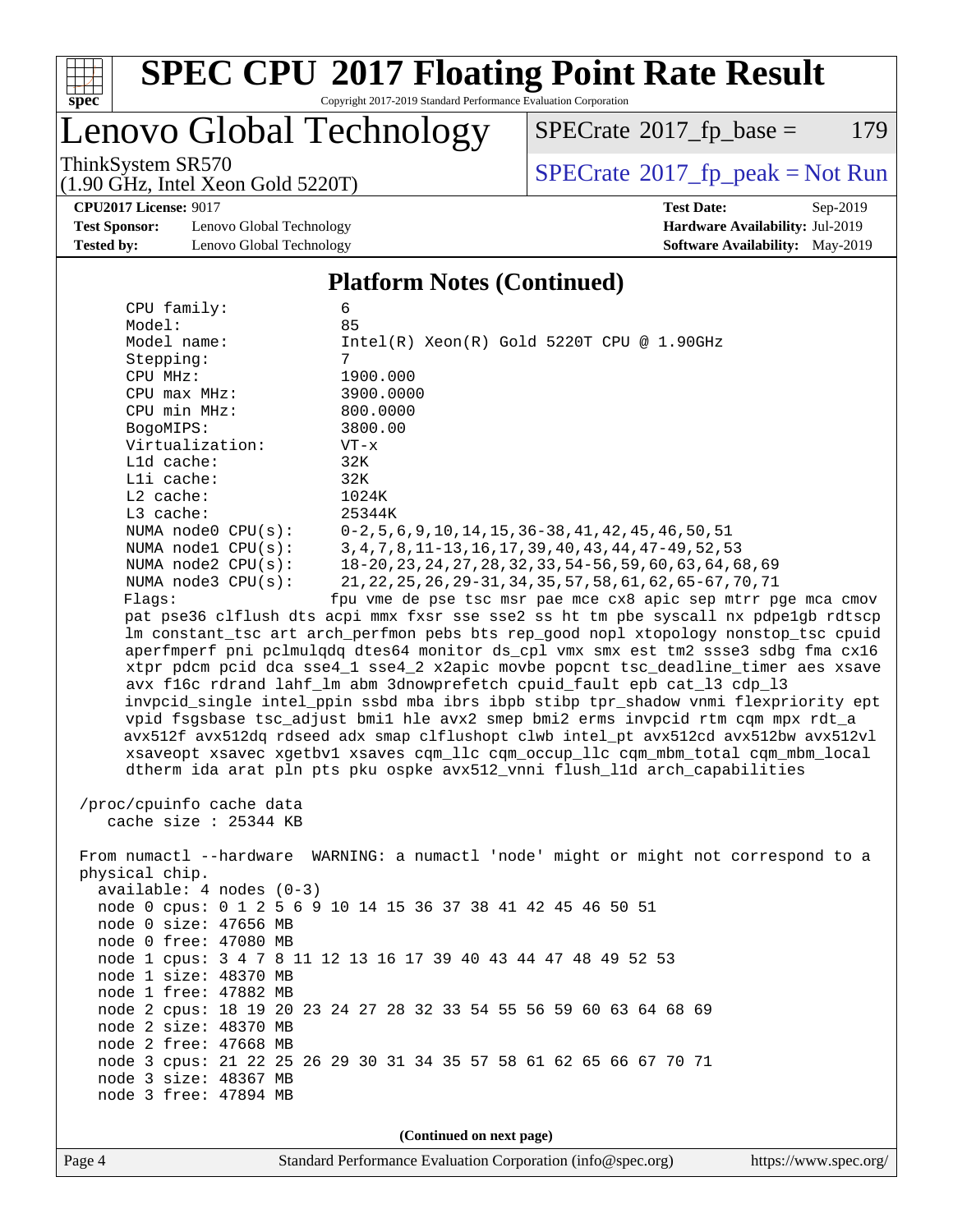## Platform Notes (Continued)

```
    CPU family:              6
    Model:                   85
    Model name:              Intel(R) Xeon(R) Gold 5220T CPU @ 1.90GHz
    Stepping:                7
    CPU MHz:                 1900.000
    CPU max MHz:             3900.0000
    CPU min MHz:             800.0000
    BogoMIPS:                3800.00
    Virtualization:          VT-x
    L1d cache:               32K
    L1i cache:               32K
    L2 cache:                1024K
    L3 cache:                25344K
    NUMA node0 CPU(s):       0-2,5,6,9,10,14,15,36-38,41,42,45,46,50,51
    NUMA node1 CPU(s):       3,4,7,8,11-13,16,17,39,40,43,44,47-49,52,53
    NUMA node2 CPU(s):       18-20,23,24,27,28,32,33,54-56,59,60,63,64,68,69
    NUMA node3 CPU(s):       21,22,25,26,29-31,34,35,57,58,61,62,65-67,70,71
    Flags:                   fpu vme de pse tsc msr pae mce cx8 apic sep mtrr pge mca cmov
    pat pse36 clflush dts acpi mmx fxsr sse sse2 ss ht tm pbe syscall nx pdpe1gb rdtscp
    lm constant_tsc art arch_perfmon pebs bts rep_good nopl xtopology nonstop_tsc cpuid
    aperfmperf pni pclmulqdq dtes64 monitor ds_cpl vmx smx est tm2 ssse3 sdbg fma cx16
    xtpr pdcm pcid dca sse4_1 sse4_2 x2apic movbe popcnt tsc_deadline_timer aes xsave
    avx f16c rdrand lahf_lm abm 3dnowprefetch cpuid_fault epb cat_l3 cdp_l3
    invpcid_single intel_ppin ssbd mba ibrs ibpb stibp tpr_shadow vnmi flexpriority ept
    vpid fsgsbase tsc_adjust bmi1 hle avx2 smep bmi2 erms invpcid rtm cqm mpx rdt_a
    avx512f avx512dq rdseed adx smap clflushopt clwb intel_pt avx512cd avx512bw avx512vl
    xsaveopt xsavec xgetbv1 xsaves cqm_llc cqm_occup_llc cqm_mbm_total cqm_mbm_local
    dtherm ida arat pln pts pku ospke avx512_vnni flush_l1d arch_capabilities

 /proc/cpuinfo cache data
    cache size : 25344 KB

 From numactl --hardware  WARNING: a numactl 'node' might or might not correspond to a
 physical chip.
   available: 4 nodes (0-3)
   node 0 cpus: 0 1 2 5 6 9 10 14 15 36 37 38 41 42 45 46 50 51
   node 0 size: 47656 MB
   node 0 free: 47080 MB
   node 1 cpus: 3 4 7 8 11 12 13 16 17 39 40 43 44 47 48 49 52 53
   node 1 size: 48370 MB
   node 1 free: 47882 MB
   node 2 cpus: 18 19 20 23 24 27 28 32 33 54 55 56 59 60 63 64 68 69
   node 2 size: 48370 MB
   node 2 free: 47668 MB
   node 3 cpus: 21 22 25 26 29 30 31 34 35 57 58 61 62 65 66 67 70 71
   node 3 size: 48367 MB
   node 3 free: 47894 MB
```

**(Continued on next page)**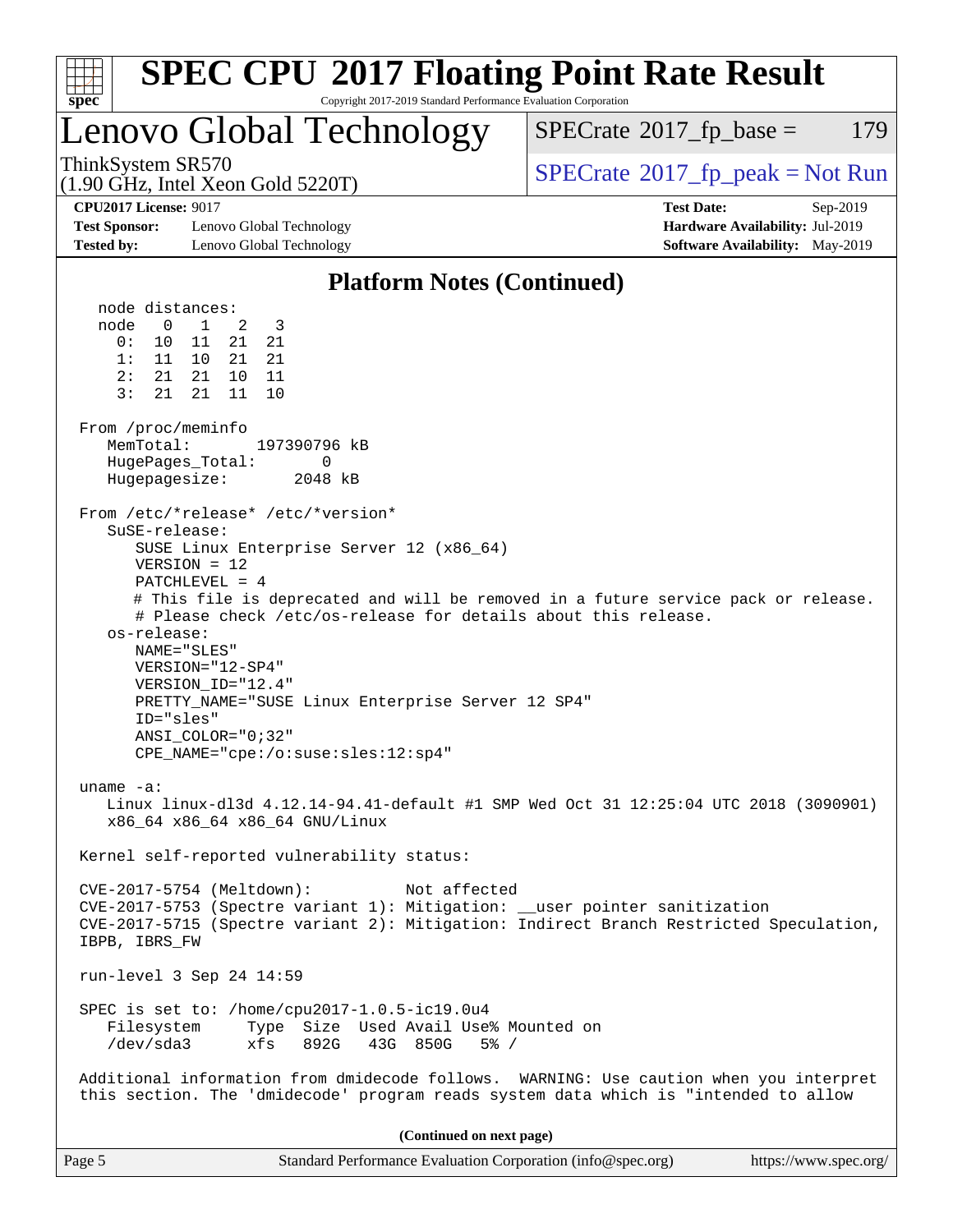## Platform Notes (Continued)

```
   node distances:
   node   0   1   2   3
     0:  10  11  21  21
     1:  11  10  21  21
     2:  21  21  10  11
     3:  21  21  11  10

 From /proc/meminfo
    MemTotal:       197390796 kB
    HugePages_Total:       0
    Hugepagesize:       2048 kB

 From /etc/*release* /etc/*version*
    SuSE-release:
       SUSE Linux Enterprise Server 12 (x86_64)
       VERSION = 12
       PATCHLEVEL = 4
       # This file is deprecated and will be removed in a future service pack or release.
       # Please check /etc/os-release for details about this release.
    os-release:
       NAME="SLES"
       VERSION="12-SP4"
       VERSION_ID="12.4"
       PRETTY_NAME="SUSE Linux Enterprise Server 12 SP4"
       ID="sles"
       ANSI_COLOR="0;32"
       CPE_NAME="cpe:/o:suse:sles:12:sp4"

 uname -a:
    Linux linux-dl3d 4.12.14-94.41-default #1 SMP Wed Oct 31 12:25:04 UTC 2018 (3090901)
    x86_64 x86_64 x86_64 GNU/Linux

 Kernel self-reported vulnerability status:

 CVE-2017-5754 (Meltdown):          Not affected
 CVE-2017-5753 (Spectre variant 1): Mitigation: __user pointer sanitization
 CVE-2017-5715 (Spectre variant 2): Mitigation: Indirect Branch Restricted Speculation,
 IBPB, IBRS_FW

 run-level 3 Sep 24 14:59

 SPEC is set to: /home/cpu2017-1.0.5-ic19.0u4
    Filesystem     Type  Size  Used Avail Use% Mounted on
    /dev/sda3      xfs   892G   43G  850G   5% /

 Additional information from dmidecode follows.  WARNING: Use caution when you interpret
 this section. The 'dmidecode' program reads system data which is "intended to allow
```

**(Continued on next page)**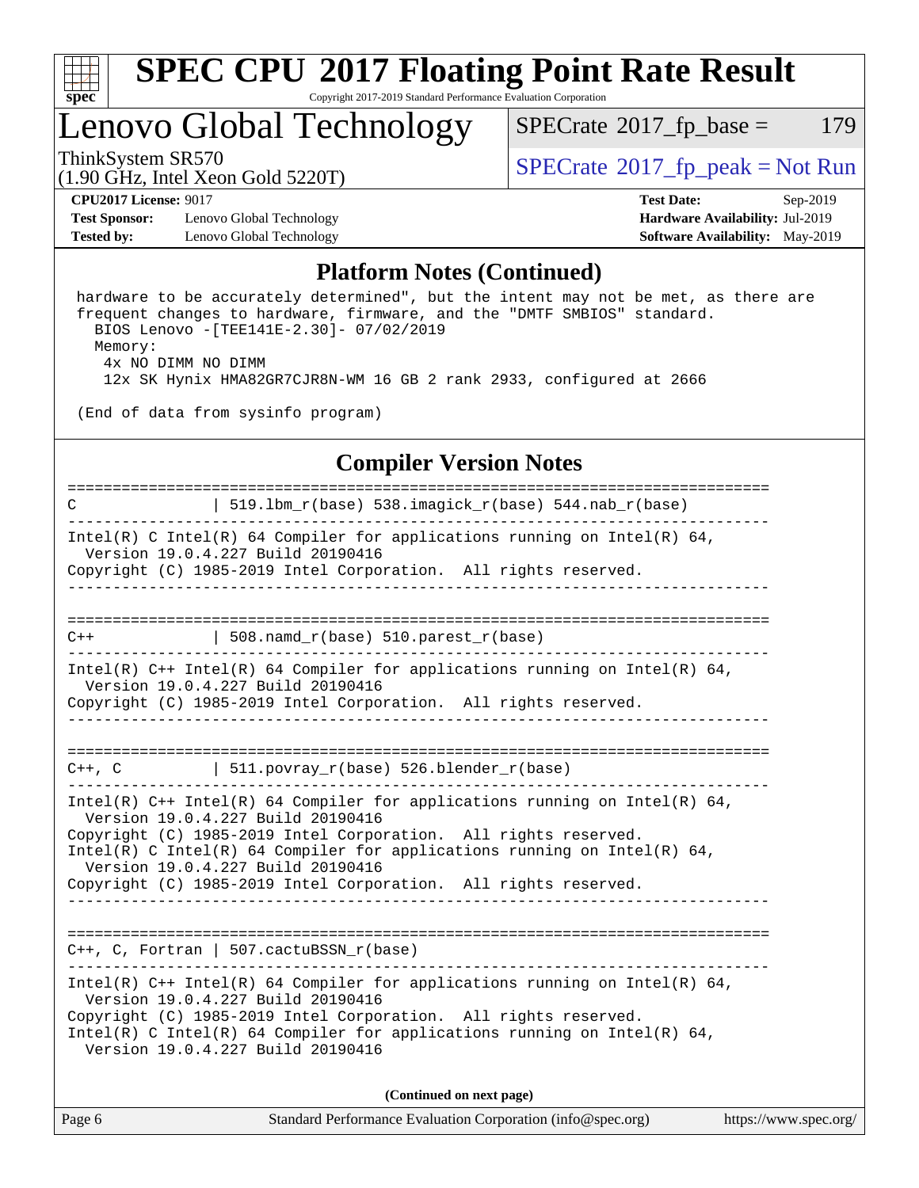## Platform Notes (Continued)

```
hardware to be accurately determined", but the intent may not be met, as there are
frequent changes to hardware, firmware, and the "DMTF SMBIOS" standard.
  BIOS Lenovo -[TEE141E-2.30]- 07/02/2019
  Memory:
    4x NO DIMM NO DIMM
    12x SK Hynix HMA82GR7CJR8N-WM 16 GB 2 rank 2933, configured at 2666

(End of data from sysinfo program)
```

## Compiler Version Notes

```
==============================================================================
C               | 519.lbm_r(base) 538.imagick_r(base) 544.nab_r(base)
------------------------------------------------------------------------------
Intel(R) C Intel(R) 64 Compiler for applications running on Intel(R) 64,
  Version 19.0.4.227 Build 20190416
Copyright (C) 1985-2019 Intel Corporation.  All rights reserved.
------------------------------------------------------------------------------

==============================================================================
C++             | 508.namd_r(base) 510.parest_r(base)
------------------------------------------------------------------------------
Intel(R) C++ Intel(R) 64 Compiler for applications running on Intel(R) 64,
  Version 19.0.4.227 Build 20190416
Copyright (C) 1985-2019 Intel Corporation.  All rights reserved.
------------------------------------------------------------------------------

==============================================================================
C++, C          | 511.povray_r(base) 526.blender_r(base)
------------------------------------------------------------------------------
Intel(R) C++ Intel(R) 64 Compiler for applications running on Intel(R) 64,
  Version 19.0.4.227 Build 20190416
Copyright (C) 1985-2019 Intel Corporation.  All rights reserved.
Intel(R) C Intel(R) 64 Compiler for applications running on Intel(R) 64,
  Version 19.0.4.227 Build 20190416
Copyright (C) 1985-2019 Intel Corporation.  All rights reserved.
------------------------------------------------------------------------------

==============================================================================
C++, C, Fortran | 507.cactuBSSN_r(base)
------------------------------------------------------------------------------
Intel(R) C++ Intel(R) 64 Compiler for applications running on Intel(R) 64,
  Version 19.0.4.227 Build 20190416
Copyright (C) 1985-2019 Intel Corporation.  All rights reserved.
Intel(R) C Intel(R) 64 Compiler for applications running on Intel(R) 64,
  Version 19.0.4.227 Build 20190416
```

**(Continued on next page)**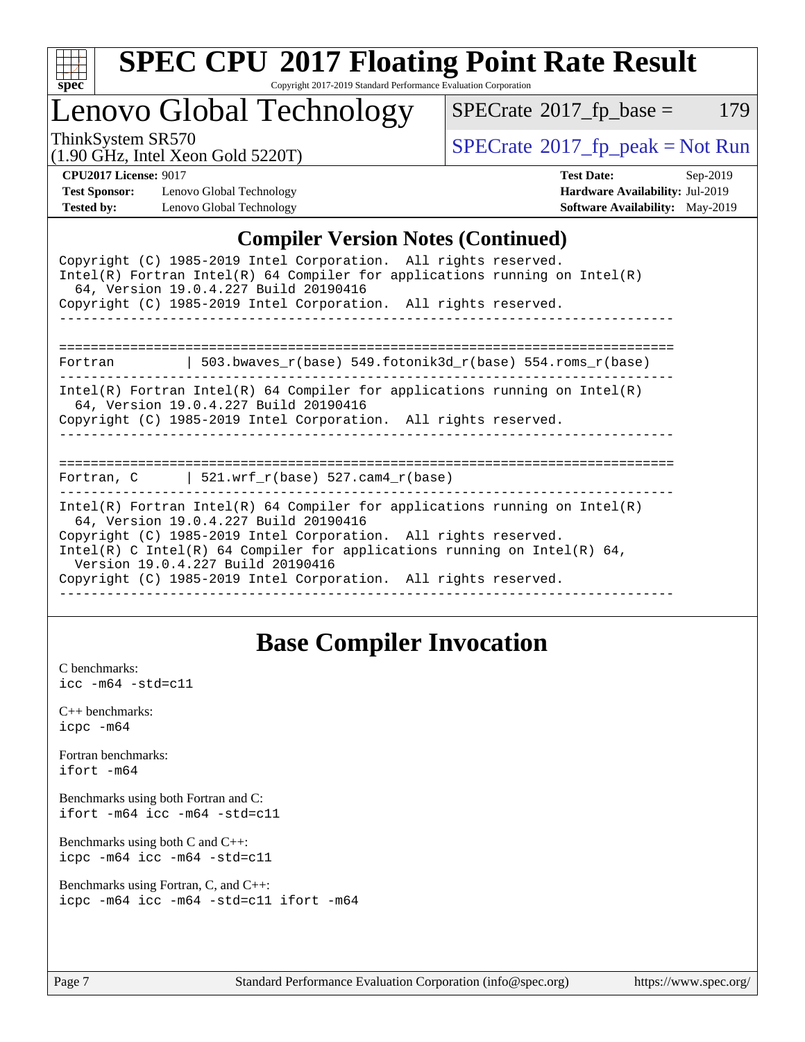## Compiler Version Notes (Continued)

```
Copyright (C) 1985-2019 Intel Corporation.  All rights reserved.
Intel(R) Fortran Intel(R) 64 Compiler for applications running on Intel(R)
  64, Version 19.0.4.227 Build 20190416
Copyright (C) 1985-2019 Intel Corporation.  All rights reserved.
------------------------------------------------------------------------------

==============================================================================
Fortran          | 503.bwaves_r(base) 549.fotonik3d_r(base) 554.roms_r(base)
------------------------------------------------------------------------------
Intel(R) Fortran Intel(R) 64 Compiler for applications running on Intel(R)
  64, Version 19.0.4.227 Build 20190416
Copyright (C) 1985-2019 Intel Corporation.  All rights reserved.
------------------------------------------------------------------------------

==============================================================================
Fortran, C       | 521.wrf_r(base) 527.cam4_r(base)
------------------------------------------------------------------------------
Intel(R) Fortran Intel(R) 64 Compiler for applications running on Intel(R)
  64, Version 19.0.4.227 Build 20190416
Copyright (C) 1985-2019 Intel Corporation.  All rights reserved.
Intel(R) C Intel(R) 64 Compiler for applications running on Intel(R) 64,
  Version 19.0.4.227 Build 20190416
Copyright (C) 1985-2019 Intel Corporation.  All rights reserved.
------------------------------------------------------------------------------
```

## Base Compiler Invocation

C benchmarks:
`icc -m64 -std=c11`

C++ benchmarks:
`icpc -m64`

Fortran benchmarks:
`ifort -m64`

Benchmarks using both Fortran and C:
`ifort -m64 icc -m64 -std=c11`

Benchmarks using both C and C++:
`icpc -m64 icc -m64 -std=c11`

Benchmarks using Fortran, C, and C++:
`icpc -m64 icc -m64 -std=c11 ifort -m64`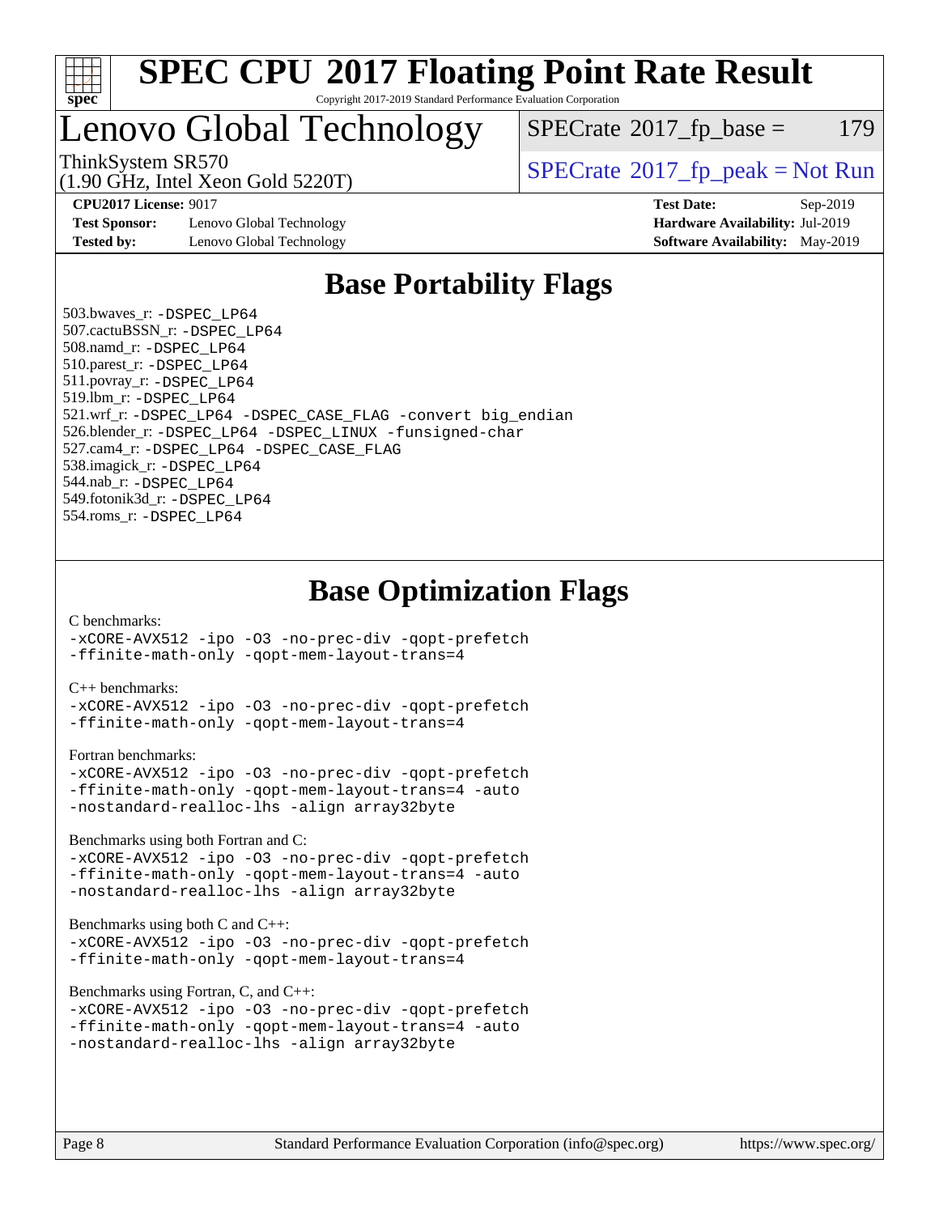# SPEC CPU 2017 Floating Point Rate Result

Copyright 2017-2019 Standard Performance Evaluation Corporation

## Lenovo Global Technology

ThinkSystem SR570
(1.90 GHz, Intel Xeon Gold 5220T)

SPECrate 2017_fp_base = 179

SPECrate 2017_fp_peak = Not Run

**CPU2017 License:** 9017
**Test Sponsor:** Lenovo Global Technology
**Tested by:** Lenovo Global Technology

**Test Date:** Sep-2019
**Hardware Availability:** Jul-2019
**Software Availability:** May-2019

## Base Portability Flags

503.bwaves_r: `-DSPEC_LP64`
507.cactuBSSN_r: `-DSPEC_LP64`
508.namd_r: `-DSPEC_LP64`
510.parest_r: `-DSPEC_LP64`
511.povray_r: `-DSPEC_LP64`
519.lbm_r: `-DSPEC_LP64`
521.wrf_r: `-DSPEC_LP64 -DSPEC_CASE_FLAG -convert big_endian`
526.blender_r: `-DSPEC_LP64 -DSPEC_LINUX -funsigned-char`
527.cam4_r: `-DSPEC_LP64 -DSPEC_CASE_FLAG`
538.imagick_r: `-DSPEC_LP64`
544.nab_r: `-DSPEC_LP64`
549.fotonik3d_r: `-DSPEC_LP64`
554.roms_r: `-DSPEC_LP64`

## Base Optimization Flags

C benchmarks:
```
-xCORE-AVX512 -ipo -O3 -no-prec-div -qopt-prefetch
-ffinite-math-only -qopt-mem-layout-trans=4
```

C++ benchmarks:
```
-xCORE-AVX512 -ipo -O3 -no-prec-div -qopt-prefetch
-ffinite-math-only -qopt-mem-layout-trans=4
```

Fortran benchmarks:
```
-xCORE-AVX512 -ipo -O3 -no-prec-div -qopt-prefetch
-ffinite-math-only -qopt-mem-layout-trans=4 -auto
-nostandard-realloc-lhs -align array32byte
```

Benchmarks using both Fortran and C:
```
-xCORE-AVX512 -ipo -O3 -no-prec-div -qopt-prefetch
-ffinite-math-only -qopt-mem-layout-trans=4 -auto
-nostandard-realloc-lhs -align array32byte
```

Benchmarks using both C and C++:
```
-xCORE-AVX512 -ipo -O3 -no-prec-div -qopt-prefetch
-ffinite-math-only -qopt-mem-layout-trans=4
```

Benchmarks using Fortran, C, and C++:
```
-xCORE-AVX512 -ipo -O3 -no-prec-div -qopt-prefetch
-ffinite-math-only -qopt-mem-layout-trans=4 -auto
-nostandard-realloc-lhs -align array32byte
```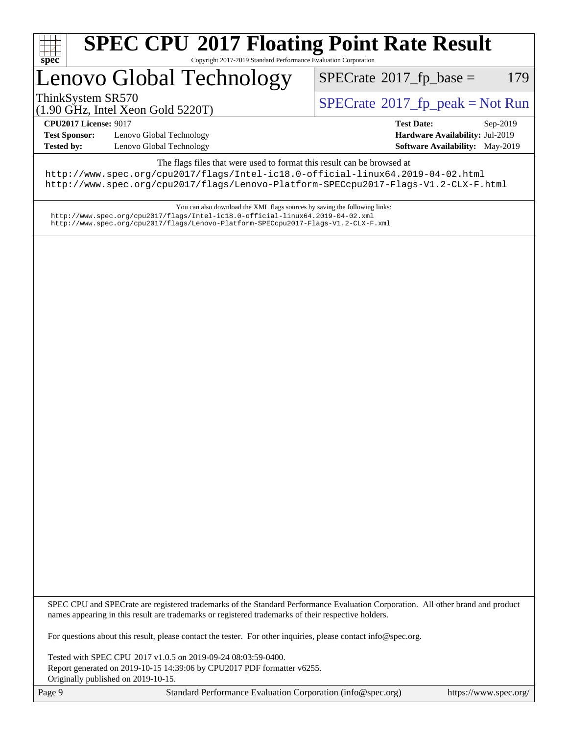The flags files that were used to format this result can be browsed at

http://www.spec.org/cpu2017/flags/Intel-ic18.0-official-linux64.2019-04-02.html
http://www.spec.org/cpu2017/flags/Lenovo-Platform-SPECcpu2017-Flags-V1.2-CLX-F.html

You can also download the XML flags sources by saving the following links:

http://www.spec.org/cpu2017/flags/Intel-ic18.0-official-linux64.2019-04-02.xml
http://www.spec.org/cpu2017/flags/Lenovo-Platform-SPECcpu2017-Flags-V1.2-CLX-F.xml

SPEC CPU and SPECrate are registered trademarks of the Standard Performance Evaluation Corporation. All other brand and product names appearing in this result are trademarks or registered trademarks of their respective holders.

For questions about this result, please contact the tester. For other inquiries, please contact info@spec.org.

Tested with SPEC CPU 2017 v1.0.5 on 2019-09-24 08:03:59-0400.
Report generated on 2019-10-15 14:39:06 by CPU2017 PDF formatter v6255.
Originally published on 2019-10-15.